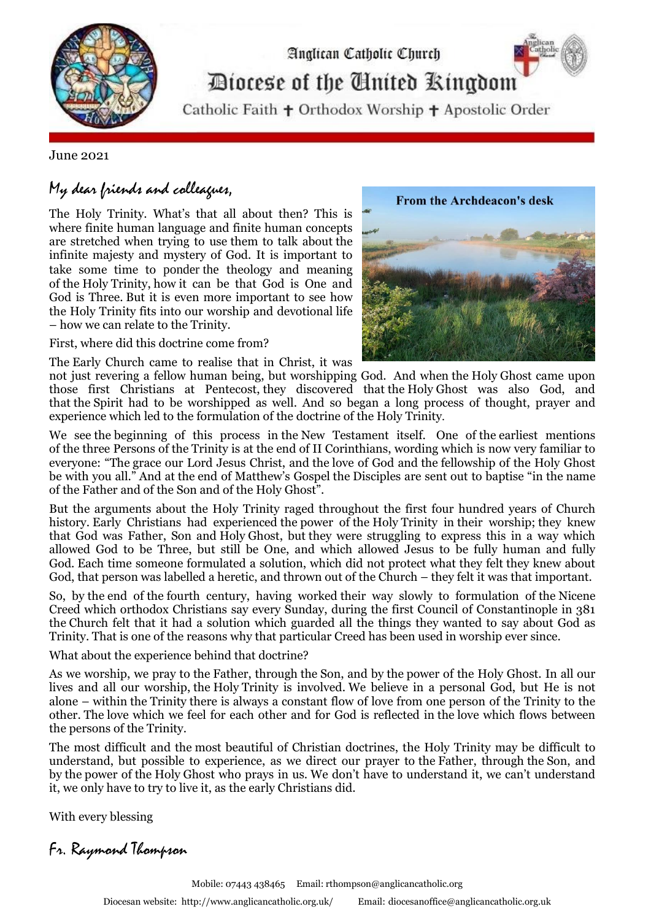Anglican Catholic Church

# Diocese of the United Kingdom

Catholic Faith ✝ Orthodox Worship ✝ Apostolic Order

June 2021

*My dear friends and colleagues,*

From the Archdeacon's desk

The Holy Trinity. What's that all about then? This is where finite human language and finite human concepts are stretched when trying to use them to talk about the infinite majesty and mystery of God. It is important to take some time to ponder the theology and meaning of the Holy Trinity, how it can be that God is One and God is Three. But it is even more important to see how the Holy Trinity fits into our worship and devotional life – how we can relate to the Trinity.

First, where did this doctrine come from?

The Early Church came to realise that in Christ, it was not just revering a fellow human being, but worshipping God. And when the Holy Ghost came upon those first Christians at Pentecost, they discovered that the Holy Ghost was also God, and that the Spirit had to be worshipped as well. And so began a long process of thought, prayer and experience which led to the formulation of the doctrine of the Holy Trinity.

We see the beginning of this process in the New Testament itself. One of the earliest mentions of the three Persons of the Trinity is at the end of II Corinthians, wording which is now very familiar to everyone: "The grace our Lord Jesus Christ, and the love of God and the fellowship of the Holy Ghost be with you all." And at the end of Matthew's Gospel the Disciples are sent out to baptise "in the name of the Father and of the Son and of the Holy Ghost".

But the arguments about the Holy Trinity raged throughout the first four hundred years of Church history. Early Christians had experienced the power of the Holy Trinity in their worship; they knew that God was Father, Son and Holy Ghost, but they were struggling to express this in a way which allowed God to be Three, but still be One, and which allowed Jesus to be fully human and fully God. Each time someone formulated a solution, which did not protect what they felt they knew about God, that person was labelled a heretic, and thrown out of the Church – they felt it was that important.

So, by the end of the fourth century, having worked their way slowly to formulation of the Nicene Creed which orthodox Christians say every Sunday, during the first Council of Constantinople in 381 the Church felt that it had a solution which guarded all the things they wanted to say about God as Trinity. That is one of the reasons why that particular Creed has been used in worship ever since.

What about the experience behind that doctrine?

As we worship, we pray to the Father, through the Son, and by the power of the Holy Ghost. In all our lives and all our worship, the Holy Trinity is involved. We believe in a personal God, but He is not alone – within the Trinity there is always a constant flow of love from one person of the Trinity to the other. The love which we feel for each other and for God is reflected in the love which flows between the persons of the Trinity.

The most difficult and the most beautiful of Christian doctrines, the Holy Trinity may be difficult to understand, but possible to experience, as we direct our prayer to the Father, through the Son, and by the power of the Holy Ghost who prays in us. We don't have to understand it, we can't understand it, we only have to try to live it, as the early Christians did.

With every blessing

*Fr. Raymond Thompson*

Mobile: 07443 438465 Email: rthompson@anglicancatholic.org

Diocesan website: http://www.anglicancatholic.org.uk/ Email: diocesanoffice@anglicancatholic.org.uk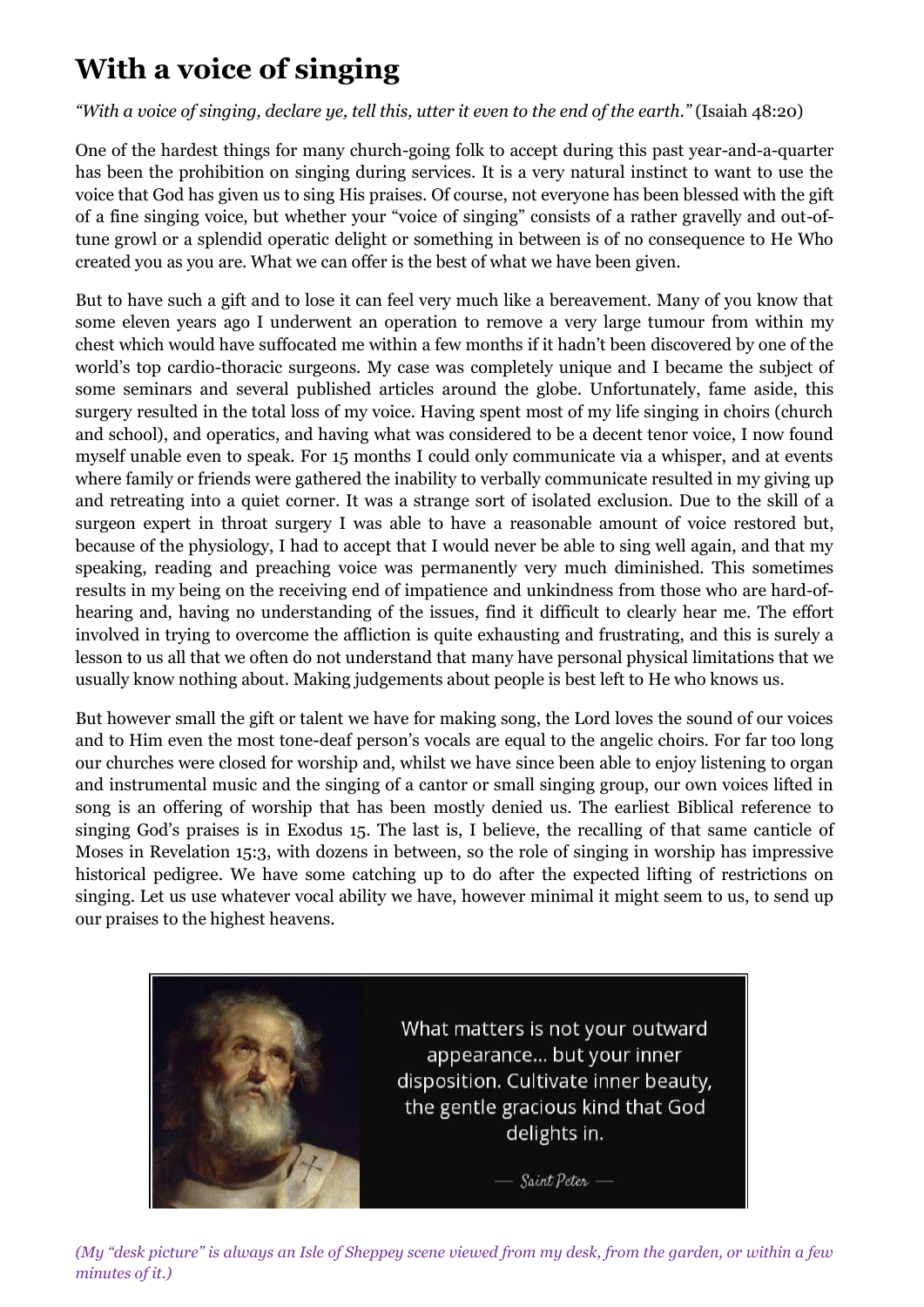# With a voice of singing

*"With a voice of singing, declare ye, tell this, utter it even to the end of the earth."* (Isaiah 48:20)

One of the hardest things for many church-going folk to accept during this past year-and-a-quarter has been the prohibition on singing during services. It is a very natural instinct to want to use the voice that God has given us to sing His praises. Of course, not everyone has been blessed with the gift of a fine singing voice, but whether your "voice of singing" consists of a rather gravelly and out-of-tune growl or a splendid operatic delight or something in between is of no consequence to He Who created you as you are. What we can offer is the best of what we have been given.

But to have such a gift and to lose it can feel very much like a bereavement. Many of you know that some eleven years ago I underwent an operation to remove a very large tumour from within my chest which would have suffocated me within a few months if it hadn't been discovered by one of the world's top cardio-thoracic surgeons. My case was completely unique and I became the subject of some seminars and several published articles around the globe. Unfortunately, fame aside, this surgery resulted in the total loss of my voice. Having spent most of my life singing in choirs (church and school), and operatics, and having what was considered to be a decent tenor voice, I now found myself unable even to speak. For 15 months I could only communicate via a whisper, and at events where family or friends were gathered the inability to verbally communicate resulted in my giving up and retreating into a quiet corner. It was a strange sort of isolated exclusion. Due to the skill of a surgeon expert in throat surgery I was able to have a reasonable amount of voice restored but, because of the physiology, I had to accept that I would never be able to sing well again, and that my speaking, reading and preaching voice was permanently very much diminished. This sometimes results in my being on the receiving end of impatience and unkindness from those who are hard-of-hearing and, having no understanding of the issues, find it difficult to clearly hear me. The effort involved in trying to overcome the affliction is quite exhausting and frustrating, and this is surely a lesson to us all that we often do not understand that many have personal physical limitations that we usually know nothing about. Making judgements about people is best left to He who knows us.

But however small the gift or talent we have for making song, the Lord loves the sound of our voices and to Him even the most tone-deaf person's vocals are equal to the angelic choirs. For far too long our churches were closed for worship and, whilst we have since been able to enjoy listening to organ and instrumental music and the singing of a cantor or small singing group, our own voices lifted in song is an offering of worship that has been mostly denied us. The earliest Biblical reference to singing God's praises is in Exodus 15. The last is, I believe, the recalling of that same canticle of Moses in Revelation 15:3, with dozens in between, so the role of singing in worship has impressive historical pedigree. We have some catching up to do after the expected lifting of restrictions on singing. Let us use whatever vocal ability we have, however minimal it might seem to us, to send up our praises to the highest heavens.

What matters is not your outward appearance... but your inner disposition. Cultivate inner beauty, the gentle gracious kind that God delights in.

— Saint Peter —

*(My "desk picture" is always an Isle of Sheppey scene viewed from my desk, from the garden, or within a few minutes of it.)*